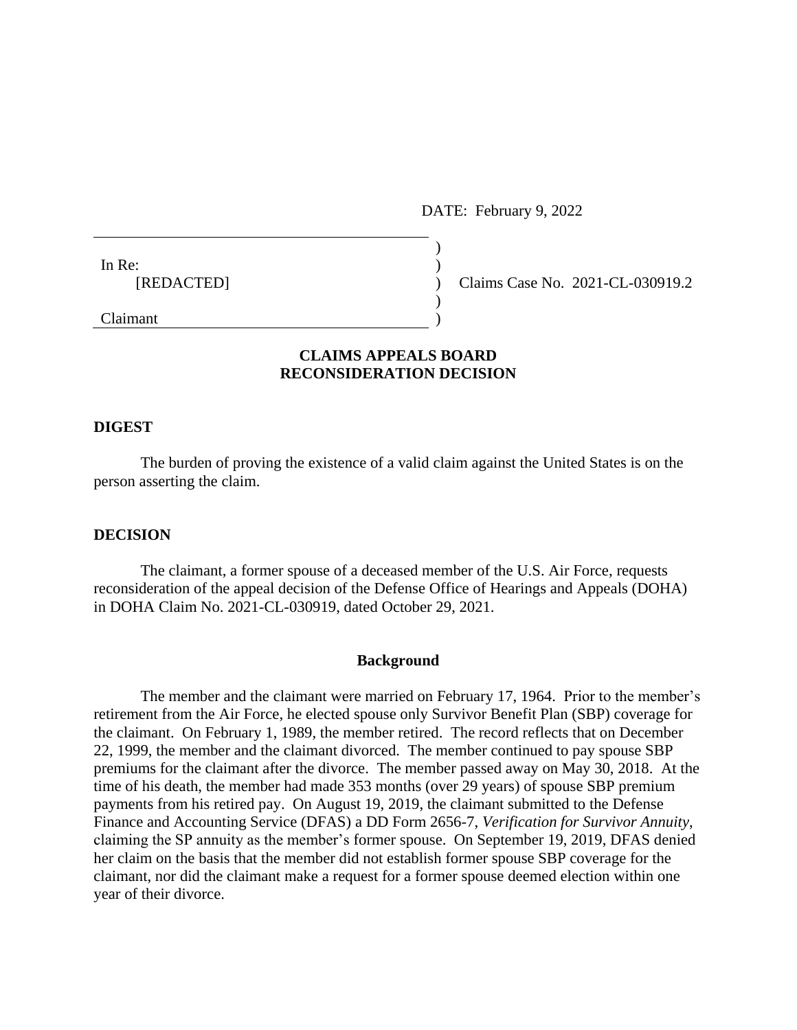DATE: February 9, 2022

In Re:
[REDACTED]

Claimant

Claims Case No. 2021-CL-030919.2

## CLAIMS APPEALS BOARD
## RECONSIDERATION DECISION

### DIGEST

The burden of proving the existence of a valid claim against the United States is on the person asserting the claim.

### DECISION

The claimant, a former spouse of a deceased member of the U.S. Air Force, requests reconsideration of the appeal decision of the Defense Office of Hearings and Appeals (DOHA) in DOHA Claim No. 2021-CL-030919, dated October 29, 2021.

#### Background

The member and the claimant were married on February 17, 1964. Prior to the member's retirement from the Air Force, he elected spouse only Survivor Benefit Plan (SBP) coverage for the claimant. On February 1, 1989, the member retired. The record reflects that on December 22, 1999, the member and the claimant divorced. The member continued to pay spouse SBP premiums for the claimant after the divorce. The member passed away on May 30, 2018. At the time of his death, the member had made 353 months (over 29 years) of spouse SBP premium payments from his retired pay. On August 19, 2019, the claimant submitted to the Defense Finance and Accounting Service (DFAS) a DD Form 2656-7, *Verification for Survivor Annuity*, claiming the SP annuity as the member's former spouse. On September 19, 2019, DFAS denied her claim on the basis that the member did not establish former spouse SBP coverage for the claimant, nor did the claimant make a request for a former spouse deemed election within one year of their divorce.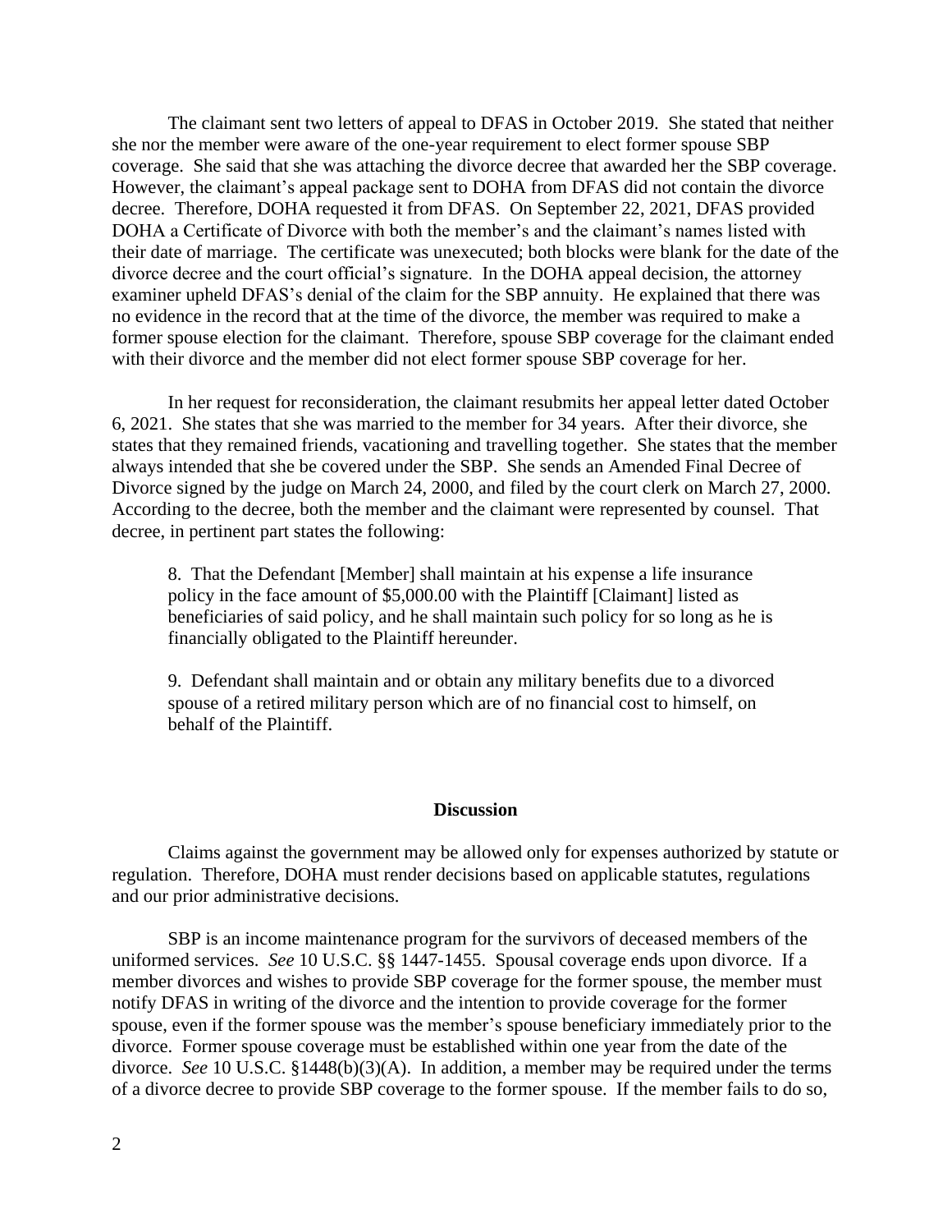The claimant sent two letters of appeal to DFAS in October 2019. She stated that neither she nor the member were aware of the one-year requirement to elect former spouse SBP coverage. She said that she was attaching the divorce decree that awarded her the SBP coverage. However, the claimant's appeal package sent to DOHA from DFAS did not contain the divorce decree. Therefore, DOHA requested it from DFAS. On September 22, 2021, DFAS provided DOHA a Certificate of Divorce with both the member's and the claimant's names listed with their date of marriage. The certificate was unexecuted; both blocks were blank for the date of the divorce decree and the court official's signature. In the DOHA appeal decision, the attorney examiner upheld DFAS's denial of the claim for the SBP annuity. He explained that there was no evidence in the record that at the time of the divorce, the member was required to make a former spouse election for the claimant. Therefore, spouse SBP coverage for the claimant ended with their divorce and the member did not elect former spouse SBP coverage for her.

In her request for reconsideration, the claimant resubmits her appeal letter dated October 6, 2021. She states that she was married to the member for 34 years. After their divorce, she states that they remained friends, vacationing and travelling together. She states that the member always intended that she be covered under the SBP. She sends an Amended Final Decree of Divorce signed by the judge on March 24, 2000, and filed by the court clerk on March 27, 2000. According to the decree, both the member and the claimant were represented by counsel. That decree, in pertinent part states the following:

> 8. That the Defendant [Member] shall maintain at his expense a life insurance policy in the face amount of $5,000.00 with the Plaintiff [Claimant] listed as beneficiaries of said policy, and he shall maintain such policy for so long as he is financially obligated to the Plaintiff hereunder.
>
> 9. Defendant shall maintain and or obtain any military benefits due to a divorced spouse of a retired military person which are of no financial cost to himself, on behalf of the Plaintiff.

## Discussion

Claims against the government may be allowed only for expenses authorized by statute or regulation. Therefore, DOHA must render decisions based on applicable statutes, regulations and our prior administrative decisions.

SBP is an income maintenance program for the survivors of deceased members of the uniformed services. *See* 10 U.S.C. §§ 1447-1455. Spousal coverage ends upon divorce. If a member divorces and wishes to provide SBP coverage for the former spouse, the member must notify DFAS in writing of the divorce and the intention to provide coverage for the former spouse, even if the former spouse was the member's spouse beneficiary immediately prior to the divorce. Former spouse coverage must be established within one year from the date of the divorce. *See* 10 U.S.C. §1448(b)(3)(A). In addition, a member may be required under the terms of a divorce decree to provide SBP coverage to the former spouse. If the member fails to do so,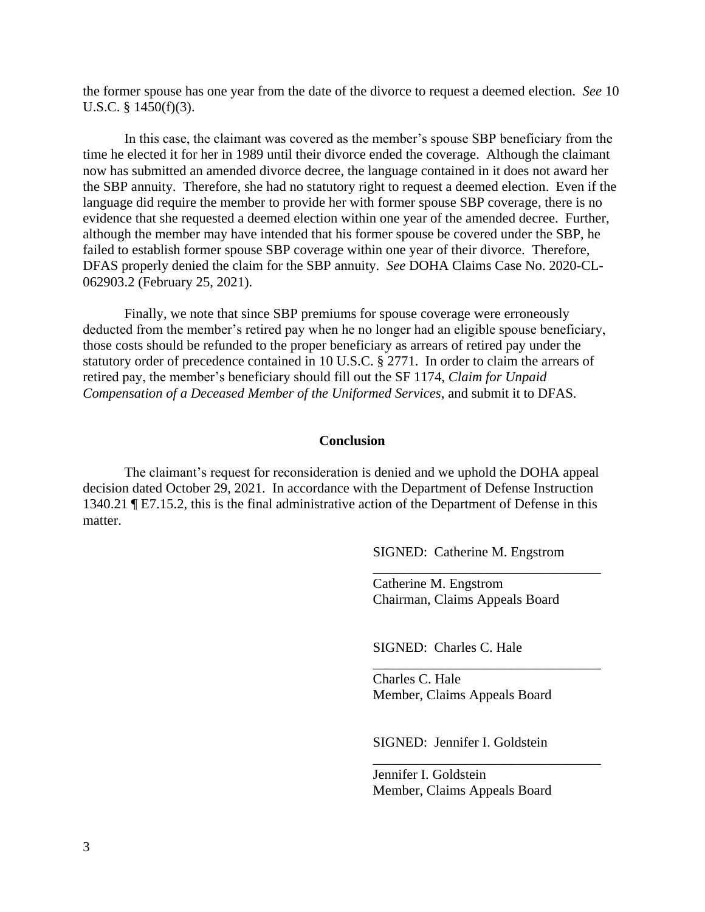the former spouse has one year from the date of the divorce to request a deemed election. *See* 10 U.S.C. § 1450(f)(3).

In this case, the claimant was covered as the member's spouse SBP beneficiary from the time he elected it for her in 1989 until their divorce ended the coverage. Although the claimant now has submitted an amended divorce decree, the language contained in it does not award her the SBP annuity. Therefore, she had no statutory right to request a deemed election. Even if the language did require the member to provide her with former spouse SBP coverage, there is no evidence that she requested a deemed election within one year of the amended decree. Further, although the member may have intended that his former spouse be covered under the SBP, he failed to establish former spouse SBP coverage within one year of their divorce. Therefore, DFAS properly denied the claim for the SBP annuity. *See* DOHA Claims Case No. 2020-CL-062903.2 (February 25, 2021).

Finally, we note that since SBP premiums for spouse coverage were erroneously deducted from the member's retired pay when he no longer had an eligible spouse beneficiary, those costs should be refunded to the proper beneficiary as arrears of retired pay under the statutory order of precedence contained in 10 U.S.C. § 2771. In order to claim the arrears of retired pay, the member's beneficiary should fill out the SF 1174, *Claim for Unpaid Compensation of a Deceased Member of the Uniformed Services*, and submit it to DFAS.

**Conclusion**

The claimant's request for reconsideration is denied and we uphold the DOHA appeal decision dated October 29, 2021. In accordance with the Department of Defense Instruction 1340.21 ¶ E7.15.2, this is the final administrative action of the Department of Defense in this matter.

SIGNED: Catherine M. Engstrom
\_\_\_\_\_\_\_\_\_\_\_\_\_\_\_\_\_\_\_\_\_\_\_\_\_\_\_\_\_\_\_\_
Catherine M. Engstrom
Chairman, Claims Appeals Board

SIGNED: Charles C. Hale
\_\_\_\_\_\_\_\_\_\_\_\_\_\_\_\_\_\_\_\_\_\_\_\_\_\_\_\_\_\_\_\_
Charles C. Hale
Member, Claims Appeals Board

SIGNED: Jennifer I. Goldstein
\_\_\_\_\_\_\_\_\_\_\_\_\_\_\_\_\_\_\_\_\_\_\_\_\_\_\_\_\_\_\_\_
Jennifer I. Goldstein
Member, Claims Appeals Board